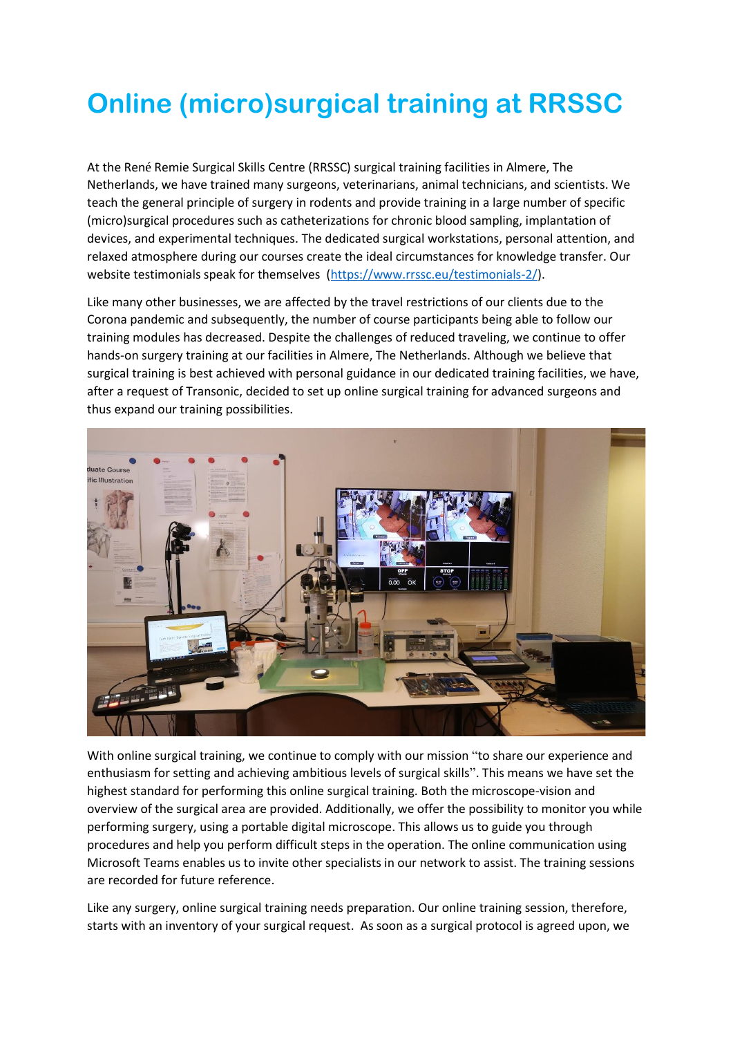# Online (micro)surgical training at RRSSC

At the René Remie Surgical Skills Centre (RRSSC) surgical training facilities in Almere, The Netherlands, we have trained many surgeons, veterinarians, animal technicians, and scientists. We teach the general principle of surgery in rodents and provide training in a large number of specific (micro)surgical procedures such as catheterizations for chronic blood sampling, implantation of devices, and experimental techniques. The dedicated surgical workstations, personal attention, and relaxed atmosphere during our courses create the ideal circumstances for knowledge transfer. Our website testimonials speak for themselves (https://www.rrssc.eu/testimonials-2/).

Like many other businesses, we are affected by the travel restrictions of our clients due to the Corona pandemic and subsequently, the number of course participants being able to follow our training modules has decreased. Despite the challenges of reduced traveling, we continue to offer hands-on surgery training at our facilities in Almere, The Netherlands. Although we believe that surgical training is best achieved with personal guidance in our dedicated training facilities, we have, after a request of Transonic, decided to set up online surgical training for advanced surgeons and thus expand our training possibilities.

With online surgical training, we continue to comply with our mission "to share our experience and enthusiasm for setting and achieving ambitious levels of surgical skills". This means we have set the highest standard for performing this online surgical training. Both the microscope-vision and overview of the surgical area are provided. Additionally, we offer the possibility to monitor you while performing surgery, using a portable digital microscope. This allows us to guide you through procedures and help you perform difficult steps in the operation. The online communication using Microsoft Teams enables us to invite other specialists in our network to assist. The training sessions are recorded for future reference.

Like any surgery, online surgical training needs preparation. Our online training session, therefore, starts with an inventory of your surgical request. As soon as a surgical protocol is agreed upon, we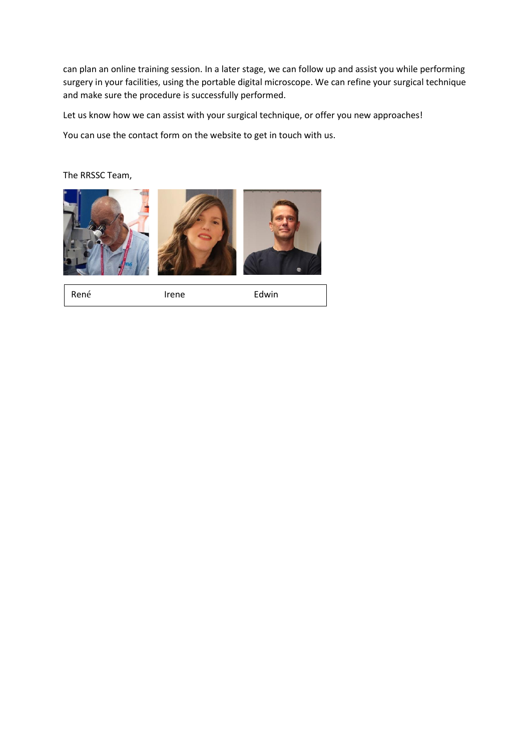can plan an online training session. In a later stage, we can follow up and assist you while performing surgery in your facilities, using the portable digital microscope. We can refine your surgical technique and make sure the procedure is successfully performed.

Let us know how we can assist with your surgical technique, or offer you new approaches!

You can use the contact form on the website to get in touch with us.

The RRSSC Team,

| | | |
|---|---|---|
| René | Irene | Edwin |